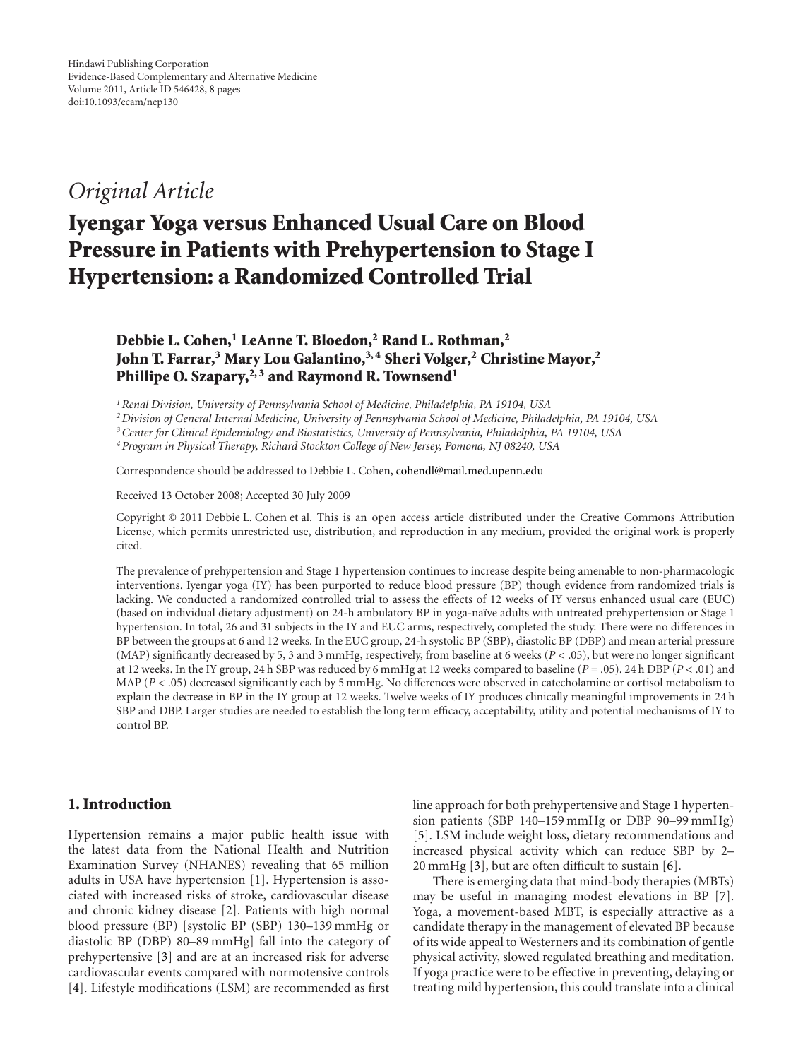Hindawi Publishing Corporation
Evidence-Based Complementary and Alternative Medicine
Volume 2011, Article ID 546428, 8 pages
doi:10.1093/ecam/nep130

*Original Article*

# Iyengar Yoga versus Enhanced Usual Care on Blood Pressure in Patients with Prehypertension to Stage I Hypertension: a Randomized Controlled Trial

**Debbie L. Cohen,[1] LeAnne T. Bloedon,[2] Rand L. Rothman,[2] John T. Farrar,[3] Mary Lou Galantino,[3,4] Sheri Volger,[2] Christine Mayor,[2] Phillipe O. Szapary,[2,3] and Raymond R. Townsend[1]**

[1] *Renal Division, University of Pennsylvania School of Medicine, Philadelphia, PA 19104, USA*
[2] *Division of General Internal Medicine, University of Pennsylvania School of Medicine, Philadelphia, PA 19104, USA*
[3] *Center for Clinical Epidemiology and Biostatistics, University of Pennsylvania, Philadelphia, PA 19104, USA*
[4] *Program in Physical Therapy, Richard Stockton College of New Jersey, Pomona, NJ 08240, USA*

Correspondence should be addressed to Debbie L. Cohen, cohendl@mail.med.upenn.edu

Received 13 October 2008; Accepted 30 July 2009

Copyright © 2011 Debbie L. Cohen et al. This is an open access article distributed under the Creative Commons Attribution License, which permits unrestricted use, distribution, and reproduction in any medium, provided the original work is properly cited.

The prevalence of prehypertension and Stage 1 hypertension continues to increase despite being amenable to non-pharmacologic interventions. Iyengar yoga (IY) has been purported to reduce blood pressure (BP) though evidence from randomized trials is lacking. We conducted a randomized controlled trial to assess the effects of 12 weeks of IY versus enhanced usual care (EUC) (based on individual dietary adjustment) on 24-h ambulatory BP in yoga-naïve adults with untreated prehypertension or Stage 1 hypertension. In total, 26 and 31 subjects in the IY and EUC arms, respectively, completed the study. There were no differences in BP between the groups at 6 and 12 weeks. In the EUC group, 24-h systolic BP (SBP), diastolic BP (DBP) and mean arterial pressure (MAP) significantly decreased by 5, 3 and 3 mmHg, respectively, from baseline at 6 weeks ($P < .05$), but were no longer significant at 12 weeks. In the IY group, 24 h SBP was reduced by 6 mmHg at 12 weeks compared to baseline ($P = .05$). 24 h DBP ($P < .01$) and MAP ($P < .05$) decreased significantly each by 5 mmHg. No differences were observed in catecholamine or cortisol metabolism to explain the decrease in BP in the IY group at 12 weeks. Twelve weeks of IY produces clinically meaningful improvements in 24 h SBP and DBP. Larger studies are needed to establish the long term efficacy, acceptability, utility and potential mechanisms of IY to control BP.

## 1. Introduction

Hypertension remains a major public health issue with the latest data from the National Health and Nutrition Examination Survey (NHANES) revealing that 65 million adults in USA have hypertension [1]. Hypertension is associated with increased risks of stroke, cardiovascular disease and chronic kidney disease [2]. Patients with high normal blood pressure (BP) [systolic BP (SBP) 130–139 mmHg or diastolic BP (DBP) 80–89 mmHg] fall into the category of prehypertensive [3] and are at an increased risk for adverse cardiovascular events compared with normotensive controls [4]. Lifestyle modifications (LSM) are recommended as first line approach for both prehypertensive and Stage 1 hypertension patients (SBP 140–159 mmHg or DBP 90–99 mmHg) [5]. LSM include weight loss, dietary recommendations and increased physical activity which can reduce SBP by 2–20 mmHg [3], but are often difficult to sustain [6].

There is emerging data that mind-body therapies (MBTs) may be useful in managing modest elevations in BP [7]. Yoga, a movement-based MBT, is especially attractive as a candidate therapy in the management of elevated BP because of its wide appeal to Westerners and its combination of gentle physical activity, slowed regulated breathing and meditation. If yoga practice were to be effective in preventing, delaying or treating mild hypertension, this could translate into a clinical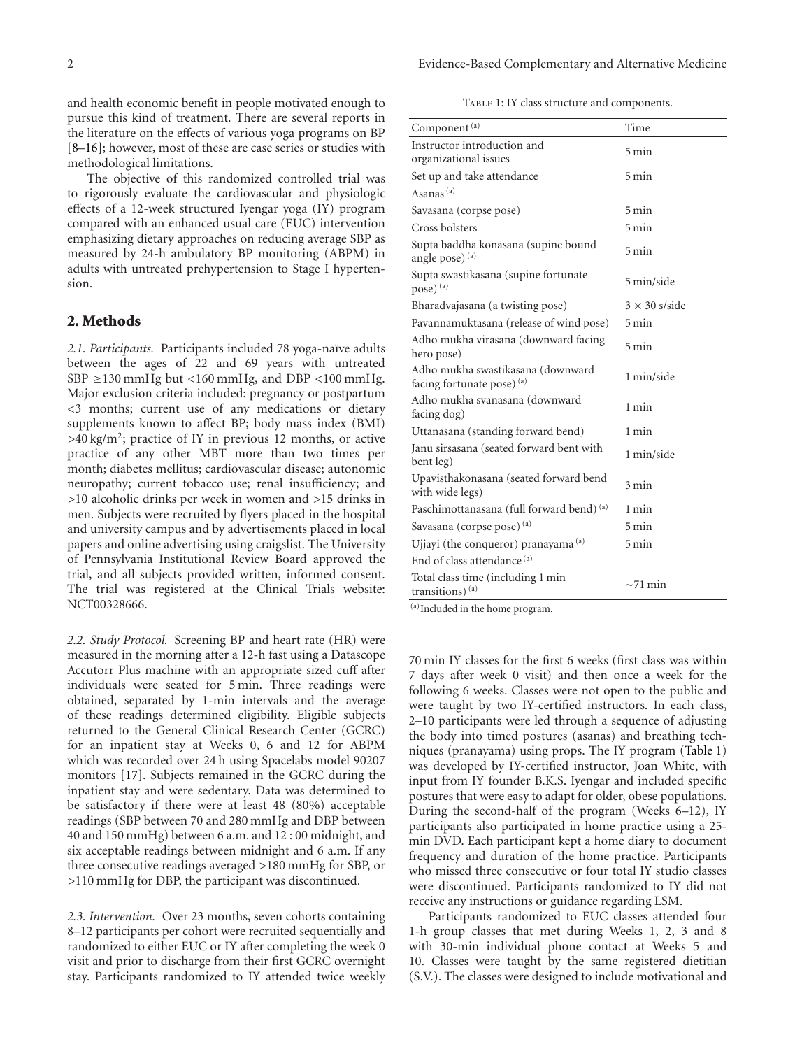and health economic benefit in people motivated enough to pursue this kind of treatment. There are several reports in the literature on the effects of various yoga programs on BP [8–16]; however, most of these are case series or studies with methodological limitations.

The objective of this randomized controlled trial was to rigorously evaluate the cardiovascular and physiologic effects of a 12-week structured Iyengar yoga (IY) program compared with an enhanced usual care (EUC) intervention emphasizing dietary approaches on reducing average SBP as measured by 24-h ambulatory BP monitoring (ABPM) in adults with untreated prehypertension to Stage I hypertension.

## 2. Methods

*2.1. Participants.* Participants included 78 yoga-naïve adults between the ages of 22 and 69 years with untreated SBP ≥130 mmHg but <160 mmHg, and DBP <100 mmHg. Major exclusion criteria included: pregnancy or postpartum <3 months; current use of any medications or dietary supplements known to affect BP; body mass index (BMI) >40 kg/m$^2$; practice of IY in previous 12 months, or active practice of any other MBT more than two times per month; diabetes mellitus; cardiovascular disease; autonomic neuropathy; current tobacco use; renal insufficiency; and >10 alcoholic drinks per week in women and >15 drinks in men. Subjects were recruited by flyers placed in the hospital and university campus and by advertisements placed in local papers and online advertising using craigslist. The University of Pennsylvania Institutional Review Board approved the trial, and all subjects provided written, informed consent. The trial was registered at the Clinical Trials website: NCT00328666.

*2.2. Study Protocol.* Screening BP and heart rate (HR) were measured in the morning after a 12-h fast using a Datascope Accutorr Plus machine with an appropriate sized cuff after individuals were seated for 5 min. Three readings were obtained, separated by 1-min intervals and the average of these readings determined eligibility. Eligible subjects returned to the General Clinical Research Center (GCRC) for an inpatient stay at Weeks 0, 6 and 12 for ABPM which was recorded over 24 h using Spacelabs model 90207 monitors [17]. Subjects remained in the GCRC during the inpatient stay and were sedentary. Data was determined to be satisfactory if there were at least 48 (80%) acceptable readings (SBP between 70 and 280 mmHg and DBP between 40 and 150 mmHg) between 6 a.m. and 12 : 00 midnight, and six acceptable readings between midnight and 6 a.m. If any three consecutive readings averaged >180 mmHg for SBP, or >110 mmHg for DBP, the participant was discontinued.

*2.3. Intervention.* Over 23 months, seven cohorts containing 8–12 participants per cohort were recruited sequentially and randomized to either EUC or IY after completing the week 0 visit and prior to discharge from their first GCRC overnight stay. Participants randomized to IY attended twice weekly 70 min IY classes for the first 6 weeks (first class was within 7 days after week 0 visit) and then once a week for the following 6 weeks. Classes were not open to the public and were taught by two IY-certified instructors. In each class, 2–10 participants were led through a sequence of adjusting the body into timed postures (asanas) and breathing techniques (pranayama) using props. The IY program (Table 1) was developed by IY-certified instructor, Joan White, with input from IY founder B.K.S. Iyengar and included specific postures that were easy to adapt for older, obese populations. During the second-half of the program (Weeks 6–12), IY participants also participated in home practice using a 25-min DVD. Each participant kept a home diary to document frequency and duration of the home practice. Participants who missed three consecutive or four total IY studio classes were discontinued. Participants randomized to IY did not receive any instructions or guidance regarding LSM.

Participants randomized to EUC classes attended four 1-h group classes that met during Weeks 1, 2, 3 and 8 with 30-min individual phone contact at Weeks 5 and 10. Classes were taught by the same registered dietitian (S.V.). The classes were designed to include motivational and

Table 1: IY class structure and components.

| Component [a] | Time |
|---|---|
| Instructor introduction and organizational issues | 5 min |
| Set up and take attendance | 5 min |
| Asanas [a] | |
| Savasana (corpse pose) | 5 min |
| Cross bolsters | 5 min |
| Supta baddha konasana (supine bound angle pose) [a] | 5 min |
| Supta swastikasana (supine fortunate pose) [a] | 5 min/side |
| Bharadvajasana (a twisting pose) | 3 × 30 s/side |
| Pavannamuktasana (release of wind pose) | 5 min |
| Adho mukha virasana (downward facing hero pose) | 5 min |
| Adho mukha swastikasana (downward facing fortunate pose) [a] | 1 min/side |
| Adho mukha svanasana (downward facing dog) | 1 min |
| Uttanasana (standing forward bend) | 1 min |
| Janu sirsasana (seated forward bent with bent leg) | 1 min/side |
| Upavisthakonasana (seated forward bend with wide legs) | 3 min |
| Paschimottanasana (full forward bend) [a] | 1 min |
| Savasana (corpse pose) [a] | 5 min |
| Ujjayi (the conqueror) pranayama [a] | 5 min |
| End of class attendance [a] | |
| Total class time (including 1 min transitions) [a] | ~71 min |

[a] Included in the home program.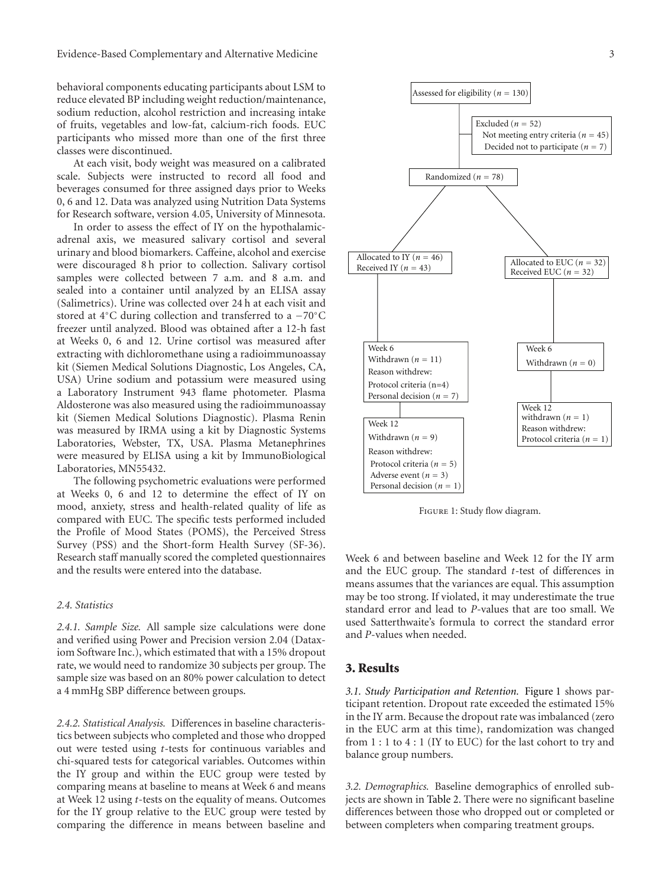behavioral components educating participants about LSM to reduce elevated BP including weight reduction/maintenance, sodium reduction, alcohol restriction and increasing intake of fruits, vegetables and low-fat, calcium-rich foods. EUC participants who missed more than one of the first three classes were discontinued.

At each visit, body weight was measured on a calibrated scale. Subjects were instructed to record all food and beverages consumed for three assigned days prior to Weeks 0, 6 and 12. Data was analyzed using Nutrition Data Systems for Research software, version 4.05, University of Minnesota.

In order to assess the effect of IY on the hypothalamic-adrenal axis, we measured salivary cortisol and several urinary and blood biomarkers. Caffeine, alcohol and exercise were discouraged 8 h prior to collection. Salivary cortisol samples were collected between 7 a.m. and 8 a.m. and sealed into a container until analyzed by an ELISA assay (Salimetrics). Urine was collected over 24 h at each visit and stored at 4°C during collection and transferred to a −70°C freezer until analyzed. Blood was obtained after a 12-h fast at Weeks 0, 6 and 12. Urine cortisol was measured after extracting with dichloromethane using a radioimmunoassay kit (Siemen Medical Solutions Diagnostic, Los Angeles, CA, USA) Urine sodium and potassium were measured using a Laboratory Instrument 943 flame photometer. Plasma Aldosterone was also measured using the radioimmunoassay kit (Siemen Medical Solutions Diagnostic). Plasma Renin was measured by IRMA using a kit by Diagnostic Systems Laboratories, Webster, TX, USA. Plasma Metanephrines were measured by ELISA using a kit by ImmunoBiological Laboratories, MN55432.

The following psychometric evaluations were performed at Weeks 0, 6 and 12 to determine the effect of IY on mood, anxiety, stress and health-related quality of life as compared with EUC. The specific tests performed included the Profile of Mood States (POMS), the Perceived Stress Survey (PSS) and the Short-form Health Survey (SF-36). Research staff manually scored the completed questionnaires and the results were entered into the database.

### 2.4. Statistics

*2.4.1. Sample Size.* All sample size calculations were done and verified using Power and Precision version 2.04 (Dataxiom Software Inc.), which estimated that with a 15% dropout rate, we would need to randomize 30 subjects per group. The sample size was based on an 80% power calculation to detect a 4 mmHg SBP difference between groups.

*2.4.2. Statistical Analysis.* Differences in baseline characteristics between subjects who completed and those who dropped out were tested using $t$-tests for continuous variables and chi-squared tests for categorical variables. Outcomes within the IY group and within the EUC group were tested by comparing means at baseline to means at Week 6 and means at Week 12 using $t$-tests on the equality of means. Outcomes for the IY group relative to the EUC group were tested by comparing the difference in means between baseline and Week 6 and between baseline and Week 12 for the IY arm and the EUC group. The standard $t$-test of differences in means assumes that the variances are equal. This assumption may be too strong. If violated, it may underestimate the true standard error and lead to $P$-values that are too small. We used Satterthwaite's formula to correct the standard error and $P$-values when needed.

Assessed for eligibility ($n = 130$)

Excluded ($n = 52$)
Not meeting entry criteria ($n = 45$)
Decided not to participate ($n = 7$)

Randomized ($n = 78$)

Allocated to IY ($n = 46$)
Received IY ($n = 43$)

Week 6
Withdrawn ($n = 11$)
Reason withdrew:
Protocol criteria (n=4)
Personal decision ($n = 7$)

Week 12
Withdrawn ($n = 9$)
Reason withdrew:
Protocol criteria ($n = 5$)
Adverse event ($n = 3$)
Personal decision ($n = 1$)

Allocated to EUC ($n = 32$)
Received EUC ($n = 32$)

Week 6
Withdrawn ($n = 0$)

Week 12
withdrawn ($n = 1$)
Reason withdrew:
Protocol criteria ($n = 1$)

Figure 1: Study flow diagram.

## 3. Results

*3.1. Study Participation and Retention.* Figure 1 shows participant retention. Dropout rate exceeded the estimated 15% in the IY arm. Because the dropout rate was imbalanced (zero in the EUC arm at this time), randomization was changed from 1 : 1 to 4 : 1 (IY to EUC) for the last cohort to try and balance group numbers.

*3.2. Demographics.* Baseline demographics of enrolled subjects are shown in Table 2. There were no significant baseline differences between those who dropped out or completed or between completers when comparing treatment groups.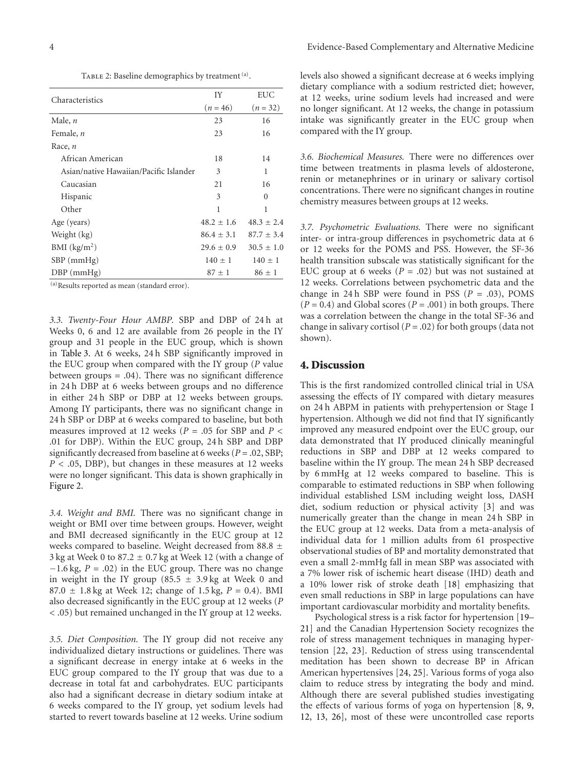Table 2: Baseline demographics by treatment [(a)].

| Characteristics | IY ($n = 46$) | EUC ($n = 32$) |
|---|---|---|
| Male, $n$ | 23 | 16 |
| Female, $n$ | 23 | 16 |
| Race, $n$ | | |
| African American | 18 | 14 |
| Asian/native Hawaiian/Pacific Islander | 3 | 1 |
| Caucasian | 21 | 16 |
| Hispanic | 3 | 0 |
| Other | 1 | 1 |
| Age (years) | $48.2 \pm 1.6$ | $48.3 \pm 2.4$ |
| Weight (kg) | $86.4 \pm 3.1$ | $87.7 \pm 3.4$ |
| BMI (kg/m$^2$) | $29.6 \pm 0.9$ | $30.5 \pm 1.0$ |
| SBP (mmHg) | $140 \pm 1$ | $140 \pm 1$ |
| DBP (mmHg) | $87 \pm 1$ | $86 \pm 1$ |

[(a)] Results reported as mean (standard error).

*3.3. Twenty-Four Hour AMBP.* SBP and DBP of 24 h at Weeks 0, 6 and 12 are available from 26 people in the IY group and 31 people in the EUC group, which is shown in Table 3. At 6 weeks, 24 h SBP significantly improved in the EUC group when compared with the IY group ($P$ value between groups = .04). There was no significant difference in 24 h DBP at 6 weeks between groups and no difference in either 24 h SBP or DBP at 12 weeks between groups. Among IY participants, there was no significant change in 24 h SBP or DBP at 6 weeks compared to baseline, but both measures improved at 12 weeks ($P = .05$ for SBP and $P < .01$ for DBP). Within the EUC group, 24 h SBP and DBP significantly decreased from baseline at 6 weeks ($P = .02$, SBP; $P < .05$, DBP), but changes in these measures at 12 weeks were no longer significant. This data is shown graphically in Figure 2.

*3.4. Weight and BMI.* There was no significant change in weight or BMI over time between groups. However, weight and BMI decreased significantly in the EUC group at 12 weeks compared to baseline. Weight decreased from $88.8 \pm 3$ kg at Week 0 to $87.2 \pm 0.7$ kg at Week 12 (with a change of $-1.6$ kg, $P = .02$) in the EUC group. There was no change in weight in the IY group ($85.5 \pm 3.9$ kg at Week 0 and $87.0 \pm 1.8$ kg at Week 12; change of 1.5 kg, $P = 0.4$). BMI also decreased significantly in the EUC group at 12 weeks ($P < .05$) but remained unchanged in the IY group at 12 weeks.

*3.5. Diet Composition.* The IY group did not receive any individualized dietary instructions or guidelines. There was a significant decrease in energy intake at 6 weeks in the EUC group compared to the IY group that was due to a decrease in total fat and carbohydrates. EUC participants also had a significant decrease in dietary sodium intake at 6 weeks compared to the IY group, yet sodium levels had started to revert towards baseline at 12 weeks. Urine sodium levels also showed a significant decrease at 6 weeks implying dietary compliance with a sodium restricted diet; however, at 12 weeks, urine sodium levels had increased and were no longer significant. At 12 weeks, the change in potassium intake was significantly greater in the EUC group when compared with the IY group.

*3.6. Biochemical Measures.* There were no differences over time between treatments in plasma levels of aldosterone, renin or metanephrines or in urinary or salivary cortisol concentrations. There were no significant changes in routine chemistry measures between groups at 12 weeks.

*3.7. Psychometric Evaluations.* There were no significant inter- or intra-group differences in psychometric data at 6 or 12 weeks for the POMS and PSS. However, the SF-36 health transition subscale was statistically significant for the EUC group at 6 weeks ($P = .02$) but was not sustained at 12 weeks. Correlations between psychometric data and the change in 24 h SBP were found in PSS ($P = .03$), POMS ($P = 0.4$) and Global scores ($P = .001$) in both groups. There was a correlation between the change in the total SF-36 and change in salivary cortisol ($P = .02$) for both groups (data not shown).

## 4. Discussion

This is the first randomized controlled clinical trial in USA assessing the effects of IY compared with dietary measures on 24 h ABPM in patients with prehypertension or Stage I hypertension. Although we did not find that IY significantly improved any measured endpoint over the EUC group, our data demonstrated that IY produced clinically meaningful reductions in SBP and DBP at 12 weeks compared to baseline within the IY group. The mean 24 h SBP decreased by 6 mmHg at 12 weeks compared to baseline. This is comparable to estimated reductions in SBP when following individual established LSM including weight loss, DASH diet, sodium reduction or physical activity [3] and was numerically greater than the change in mean 24 h SBP in the EUC group at 12 weeks. Data from a meta-analysis of individual data for 1 million adults from 61 prospective observational studies of BP and mortality demonstrated that even a small 2-mmHg fall in mean SBP was associated with a 7% lower risk of ischemic heart disease (IHD) death and a 10% lower risk of stroke death [18] emphasizing that even small reductions in SBP in large populations can have important cardiovascular morbidity and mortality benefits.

Psychological stress is a risk factor for hypertension [19–21] and the Canadian Hypertension Society recognizes the role of stress management techniques in managing hypertension [22, 23]. Reduction of stress using transcendental meditation has been shown to decrease BP in African American hypertensives [24, 25]. Various forms of yoga also claim to reduce stress by integrating the body and mind. Although there are several published studies investigating the effects of various forms of yoga on hypertension [8, 9, 12, 13, 26], most of these were uncontrolled case reports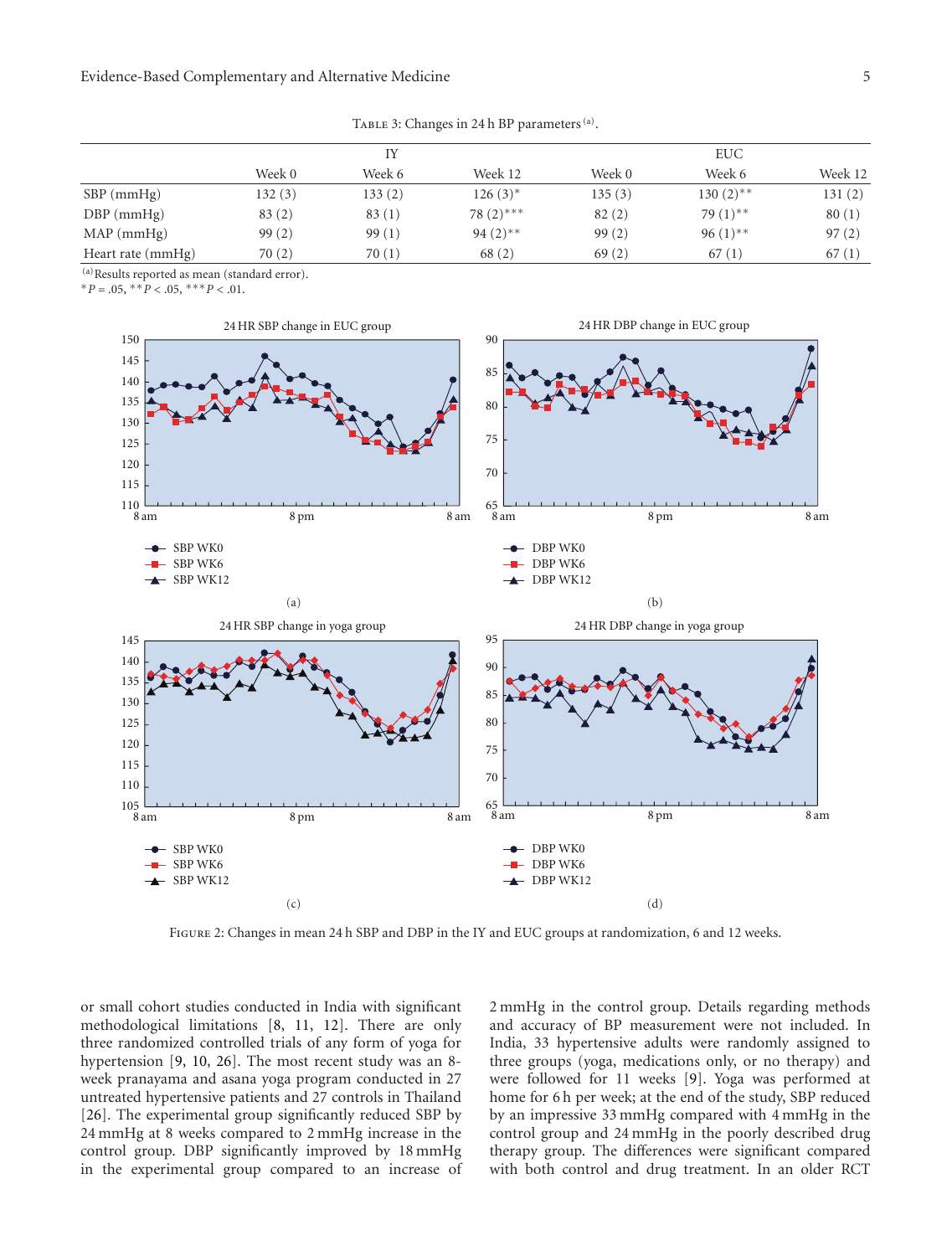Table 3: Changes in 24 h BP parameters [(a)].

| | IY | | | EUC | | |
|---|---|---|---|---|---|---|
| | Week 0 | Week 6 | Week 12 | Week 0 | Week 6 | Week 12 |
| SBP (mmHg) | 132 (3) | 133 (2) | 126 (3)* | 135 (3) | 130 (2)** | 131 (2) |
| DBP (mmHg) | 83 (2) | 83 (1) | 78 (2)*** | 82 (2) | 79 (1)** | 80 (1) |
| MAP (mmHg) | 99 (2) | 99 (1) | 94 (2)** | 99 (2) | 96 (1)** | 97 (2) |
| Heart rate (mmHg) | 70 (2) | 70 (1) | 68 (2) | 69 (2) | 67 (1) | 67 (1) |

[(a)] Results reported as mean (standard error).
* $P = .05$, ** $P < .05$, *** $P < .01$.

Figure 2: Changes in mean 24 h SBP and DBP in the IY and EUC groups at randomization, 6 and 12 weeks.

or small cohort studies conducted in India with significant methodological limitations [8, 11, 12]. There are only three randomized controlled trials of any form of yoga for hypertension [9, 10, 26]. The most recent study was an 8-week pranayama and asana yoga program conducted in 27 untreated hypertensive patients and 27 controls in Thailand [26]. The experimental group significantly reduced SBP by 24 mmHg at 8 weeks compared to 2 mmHg increase in the control group. DBP significantly improved by 18 mmHg in the experimental group compared to an increase of 2 mmHg in the control group. Details regarding methods and accuracy of BP measurement were not included. In India, 33 hypertensive adults were randomly assigned to three groups (yoga, medications only, or no therapy) and were followed for 11 weeks [9]. Yoga was performed at home for 6 h per week; at the end of the study, SBP reduced by an impressive 33 mmHg compared with 4 mmHg in the control group and 24 mmHg in the poorly described drug therapy group. The differences were significant compared with both control and drug treatment. In an older RCT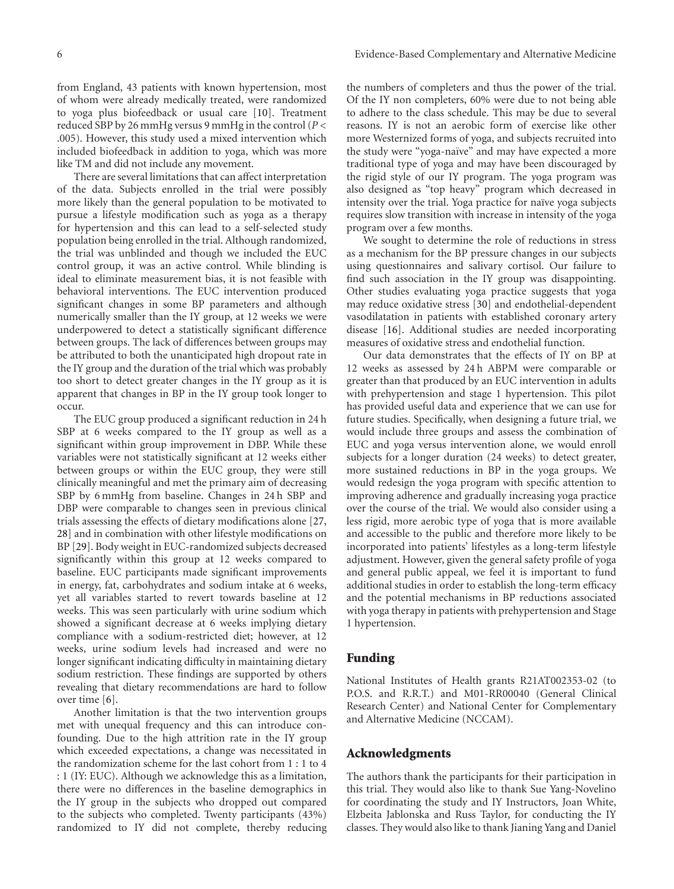from England, 43 patients with known hypertension, most of whom were already medically treated, were randomized to yoga plus biofeedback or usual care [10]. Treatment reduced SBP by 26 mmHg versus 9 mmHg in the control ($P < .005$). However, this study used a mixed intervention which included biofeedback in addition to yoga, which was more like TM and did not include any movement.

There are several limitations that can affect interpretation of the data. Subjects enrolled in the trial were possibly more likely than the general population to be motivated to pursue a lifestyle modification such as yoga as a therapy for hypertension and this can lead to a self-selected study population being enrolled in the trial. Although randomized, the trial was unblinded and though we included the EUC control group, it was an active control. While blinding is ideal to eliminate measurement bias, it is not feasible with behavioral interventions. The EUC intervention produced significant changes in some BP parameters and although numerically smaller than the IY group, at 12 weeks we were underpowered to detect a statistically significant difference between groups. The lack of differences between groups may be attributed to both the unanticipated high dropout rate in the IY group and the duration of the trial which was probably too short to detect greater changes in the IY group as it is apparent that changes in BP in the IY group took longer to occur.

The EUC group produced a significant reduction in 24 h SBP at 6 weeks compared to the IY group as well as a significant within group improvement in DBP. While these variables were not statistically significant at 12 weeks either between groups or within the EUC group, they were still clinically meaningful and met the primary aim of decreasing SBP by 6 mmHg from baseline. Changes in 24 h SBP and DBP were comparable to changes seen in previous clinical trials assessing the effects of dietary modifications alone [27, 28] and in combination with other lifestyle modifications on BP [29]. Body weight in EUC-randomized subjects decreased significantly within this group at 12 weeks compared to baseline. EUC participants made significant improvements in energy, fat, carbohydrates and sodium intake at 6 weeks, yet all variables started to revert towards baseline at 12 weeks. This was seen particularly with urine sodium which showed a significant decrease at 6 weeks implying dietary compliance with a sodium-restricted diet; however, at 12 weeks, urine sodium levels had increased and were no longer significant indicating difficulty in maintaining dietary sodium restriction. These findings are supported by others revealing that dietary recommendations are hard to follow over time [6].

Another limitation is that the two intervention groups met with unequal frequency and this can introduce confounding. Due to the high attrition rate in the IY group which exceeded expectations, a change was necessitated in the randomization scheme for the last cohort from 1 : 1 to 4 : 1 (IY: EUC). Although we acknowledge this as a limitation, there were no differences in the baseline demographics in the IY group in the subjects who dropped out compared to the subjects who completed. Twenty participants (43%) randomized to IY did not complete, thereby reducing the numbers of completers and thus the power of the trial. Of the IY non completers, 60% were due to not being able to adhere to the class schedule. This may be due to several reasons. IY is not an aerobic form of exercise like other more Westernized forms of yoga, and subjects recruited into the study were "yoga-naïve" and may have expected a more traditional type of yoga and may have been discouraged by the rigid style of our IY program. The yoga program was also designed as "top heavy" program which decreased in intensity over the trial. Yoga practice for naïve yoga subjects requires slow transition with increase in intensity of the yoga program over a few months.

We sought to determine the role of reductions in stress as a mechanism for the BP pressure changes in our subjects using questionnaires and salivary cortisol. Our failure to find such association in the IY group was disappointing. Other studies evaluating yoga practice suggests that yoga may reduce oxidative stress [30] and endothelial-dependent vasodilatation in patients with established coronary artery disease [16]. Additional studies are needed incorporating measures of oxidative stress and endothelial function.

Our data demonstrates that the effects of IY on BP at 12 weeks as assessed by 24 h ABPM were comparable or greater than that produced by an EUC intervention in adults with prehypertension and stage 1 hypertension. This pilot has provided useful data and experience that we can use for future studies. Specifically, when designing a future trial, we would include three groups and assess the combination of EUC and yoga versus intervention alone, we would enroll subjects for a longer duration (24 weeks) to detect greater, more sustained reductions in BP in the yoga groups. We would redesign the yoga program with specific attention to improving adherence and gradually increasing yoga practice over the course of the trial. We would also consider using a less rigid, more aerobic type of yoga that is more available and accessible to the public and therefore more likely to be incorporated into patients' lifestyles as a long-term lifestyle adjustment. However, given the general safety profile of yoga and general public appeal, we feel it is important to fund additional studies in order to establish the long-term efficacy and the potential mechanisms in BP reductions associated with yoga therapy in patients with prehypertension and Stage 1 hypertension.

## Funding

National Institutes of Health grants R21AT002353-02 (to P.O.S. and R.R.T.) and M01-RR00040 (General Clinical Research Center) and National Center for Complementary and Alternative Medicine (NCCAM).

## Acknowledgments

The authors thank the participants for their participation in this trial. They would also like to thank Sue Yang-Novelino for coordinating the study and IY Instructors, Joan White, Elzbeita Jablonska and Russ Taylor, for conducting the IY classes. They would also like to thank Jianing Yang and Daniel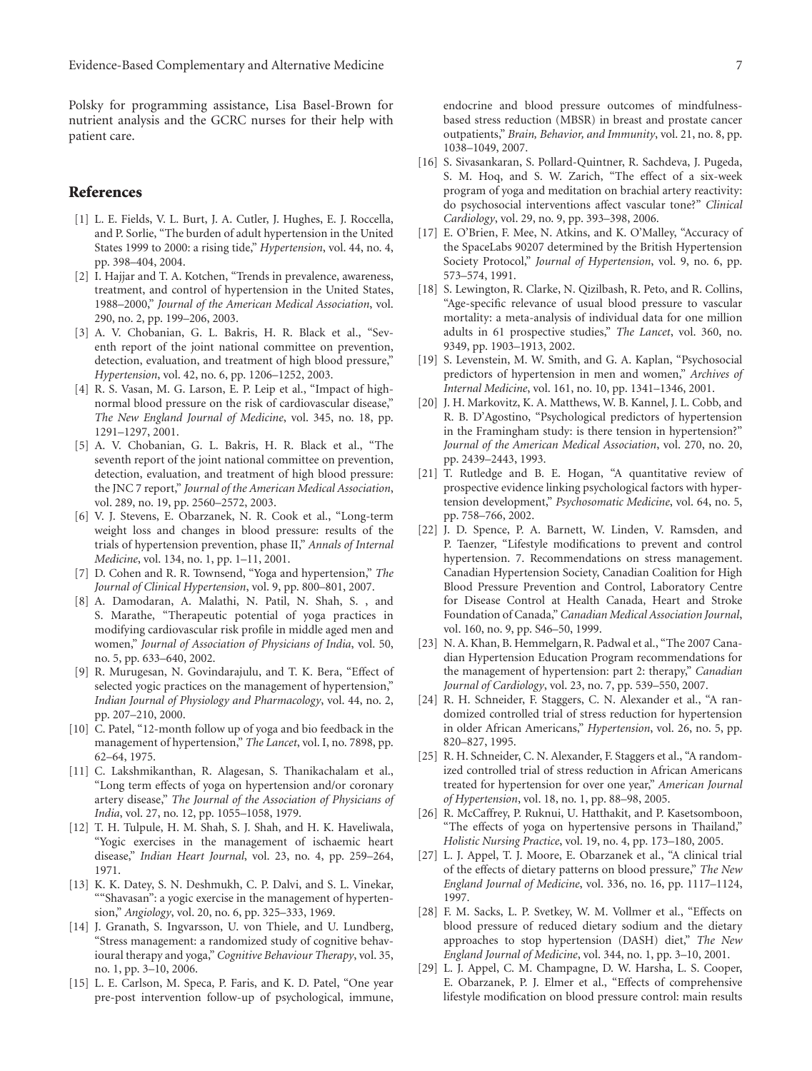Polsky for programming assistance, Lisa Basel-Brown for nutrient analysis and the GCRC nurses for their help with patient care.

## References

[1] L. E. Fields, V. L. Burt, J. A. Cutler, J. Hughes, E. J. Roccella, and P. Sorlie, "The burden of adult hypertension in the United States 1999 to 2000: a rising tide," *Hypertension*, vol. 44, no. 4, pp. 398–404, 2004.

[2] I. Hajjar and T. A. Kotchen, "Trends in prevalence, awareness, treatment, and control of hypertension in the United States, 1988–2000," *Journal of the American Medical Association*, vol. 290, no. 2, pp. 199–206, 2003.

[3] A. V. Chobanian, G. L. Bakris, H. R. Black et al., "Seventh report of the joint national committee on prevention, detection, evaluation, and treatment of high blood pressure," *Hypertension*, vol. 42, no. 6, pp. 1206–1252, 2003.

[4] R. S. Vasan, M. G. Larson, E. P. Leip et al., "Impact of high-normal blood pressure on the risk of cardiovascular disease," *The New England Journal of Medicine*, vol. 345, no. 18, pp. 1291–1297, 2001.

[5] A. V. Chobanian, G. L. Bakris, H. R. Black et al., "The seventh report of the joint national committee on prevention, detection, evaluation, and treatment of high blood pressure: the JNC 7 report," *Journal of the American Medical Association*, vol. 289, no. 19, pp. 2560–2572, 2003.

[6] V. J. Stevens, E. Obarzanek, N. R. Cook et al., "Long-term weight loss and changes in blood pressure: results of the trials of hypertension prevention, phase II," *Annals of Internal Medicine*, vol. 134, no. 1, pp. 1–11, 2001.

[7] D. Cohen and R. R. Townsend, "Yoga and hypertension," *The Journal of Clinical Hypertension*, vol. 9, pp. 800–801, 2007.

[8] A. Damodaran, A. Malathi, N. Patil, N. Shah, S. , and S. Marathe, "Therapeutic potential of yoga practices in modifying cardiovascular risk profile in middle aged men and women," *Journal of Association of Physicians of India*, vol. 50, no. 5, pp. 633–640, 2002.

[9] R. Murugesan, N. Govindarajulu, and T. K. Bera, "Effect of selected yogic practices on the management of hypertension," *Indian Journal of Physiology and Pharmacology*, vol. 44, no. 2, pp. 207–210, 2000.

[10] C. Patel, "12-month follow up of yoga and bio feedback in the management of hypertension," *The Lancet*, vol. I, no. 7898, pp. 62–64, 1975.

[11] C. Lakshmikanthan, R. Alagesan, S. Thanikachalam et al., "Long term effects of yoga on hypertension and/or coronary artery disease," *The Journal of the Association of Physicians of India*, vol. 27, no. 12, pp. 1055–1058, 1979.

[12] T. H. Tulpule, H. M. Shah, S. J. Shah, and H. K. Haveliwala, "Yogic exercises in the management of ischaemic heart disease," *Indian Heart Journal*, vol. 23, no. 4, pp. 259–264, 1971.

[13] K. K. Datey, S. N. Deshmukh, C. P. Dalvi, and S. L. Vinekar, ""Shavasan": a yogic exercise in the management of hypertension," *Angiology*, vol. 20, no. 6, pp. 325–333, 1969.

[14] J. Granath, S. Ingvarsson, U. von Thiele, and U. Lundberg, "Stress management: a randomized study of cognitive behavioural therapy and yoga," *Cognitive Behaviour Therapy*, vol. 35, no. 1, pp. 3–10, 2006.

[15] L. E. Carlson, M. Speca, P. Faris, and K. D. Patel, "One year pre-post intervention follow-up of psychological, immune, endocrine and blood pressure outcomes of mindfulness-based stress reduction (MBSR) in breast and prostate cancer outpatients," *Brain, Behavior, and Immunity*, vol. 21, no. 8, pp. 1038–1049, 2007.

[16] S. Sivasankaran, S. Pollard-Quintner, R. Sachdeva, J. Pugeda, S. M. Hoq, and S. W. Zarich, "The effect of a six-week program of yoga and meditation on brachial artery reactivity: do psychosocial interventions affect vascular tone?" *Clinical Cardiology*, vol. 29, no. 9, pp. 393–398, 2006.

[17] E. O'Brien, F. Mee, N. Atkins, and K. O'Malley, "Accuracy of the SpaceLabs 90207 determined by the British Hypertension Society Protocol," *Journal of Hypertension*, vol. 9, no. 6, pp. 573–574, 1991.

[18] S. Lewington, R. Clarke, N. Qizilbash, R. Peto, and R. Collins, "Age-specific relevance of usual blood pressure to vascular mortality: a meta-analysis of individual data for one million adults in 61 prospective studies," *The Lancet*, vol. 360, no. 9349, pp. 1903–1913, 2002.

[19] S. Levenstein, M. W. Smith, and G. A. Kaplan, "Psychosocial predictors of hypertension in men and women," *Archives of Internal Medicine*, vol. 161, no. 10, pp. 1341–1346, 2001.

[20] J. H. Markovitz, K. A. Matthews, W. B. Kannel, J. L. Cobb, and R. B. D'Agostino, "Psychological predictors of hypertension in the Framingham study: is there tension in hypertension?" *Journal of the American Medical Association*, vol. 270, no. 20, pp. 2439–2443, 1993.

[21] T. Rutledge and B. E. Hogan, "A quantitative review of prospective evidence linking psychological factors with hypertension development," *Psychosomatic Medicine*, vol. 64, no. 5, pp. 758–766, 2002.

[22] J. D. Spence, P. A. Barnett, W. Linden, V. Ramsden, and P. Taenzer, "Lifestyle modifications to prevent and control hypertension. 7. Recommendations on stress management. Canadian Hypertension Society, Canadian Coalition for High Blood Pressure Prevention and Control, Laboratory Centre for Disease Control at Health Canada, Heart and Stroke Foundation of Canada," *Canadian Medical Association Journal*, vol. 160, no. 9, pp. S46–50, 1999.

[23] N. A. Khan, B. Hemmelgarn, R. Padwal et al., "The 2007 Canadian Hypertension Education Program recommendations for the management of hypertension: part 2: therapy," *Canadian Journal of Cardiology*, vol. 23, no. 7, pp. 539–550, 2007.

[24] R. H. Schneider, F. Staggers, C. N. Alexander et al., "A randomized controlled trial of stress reduction for hypertension in older African Americans," *Hypertension*, vol. 26, no. 5, pp. 820–827, 1995.

[25] R. H. Schneider, C. N. Alexander, F. Staggers et al., "A randomized controlled trial of stress reduction in African Americans treated for hypertension for over one year," *American Journal of Hypertension*, vol. 18, no. 1, pp. 88–98, 2005.

[26] R. McCaffrey, P. Ruknui, U. Hatthakit, and P. Kasetsomboon, "The effects of yoga on hypertensive persons in Thailand," *Holistic Nursing Practice*, vol. 19, no. 4, pp. 173–180, 2005.

[27] L. J. Appel, T. J. Moore, E. Obarzanek et al., "A clinical trial of the effects of dietary patterns on blood pressure," *The New England Journal of Medicine*, vol. 336, no. 16, pp. 1117–1124, 1997.

[28] F. M. Sacks, L. P. Svetkey, W. M. Vollmer et al., "Effects on blood pressure of reduced dietary sodium and the dietary approaches to stop hypertension (DASH) diet," *The New England Journal of Medicine*, vol. 344, no. 1, pp. 3–10, 2001.

[29] L. J. Appel, C. M. Champagne, D. W. Harsha, L. S. Cooper, E. Obarzanek, P. J. Elmer et al., "Effects of comprehensive lifestyle modification on blood pressure control: main results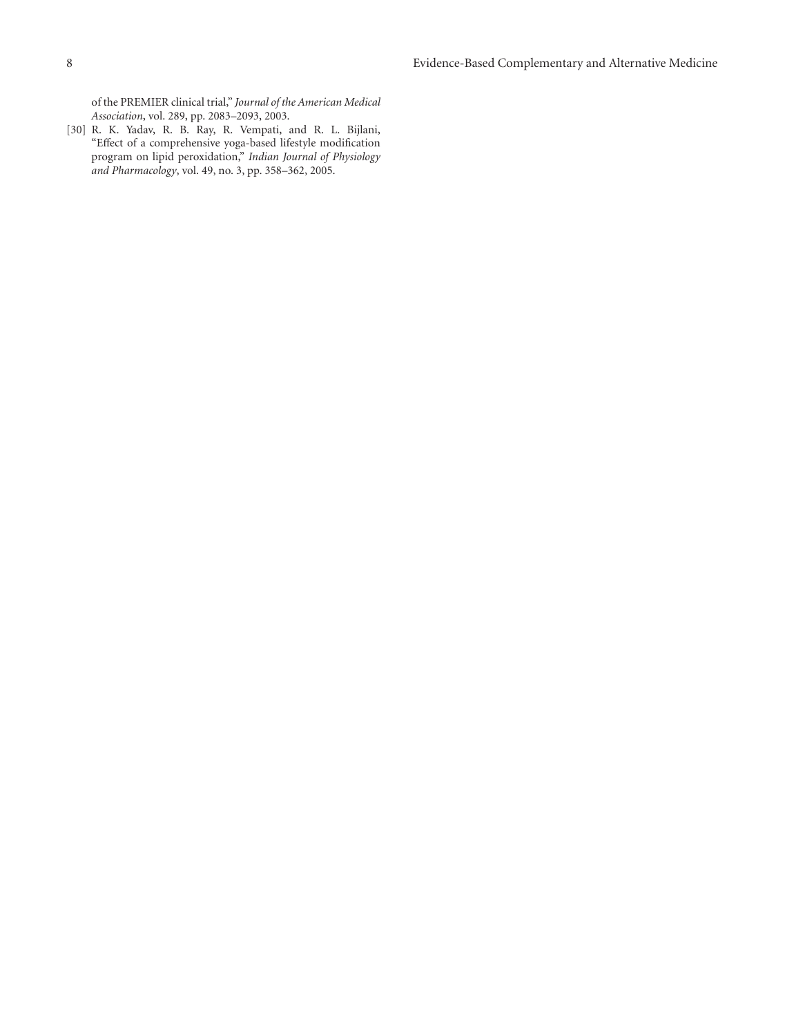of the PREMIER clinical trial," *Journal of the American Medical Association*, vol. 289, pp. 2083–2093, 2003.

[30] R. K. Yadav, R. B. Ray, R. Vempati, and R. L. Bijlani, "Effect of a comprehensive yoga-based lifestyle modification program on lipid peroxidation," *Indian Journal of Physiology and Pharmacology*, vol. 49, no. 3, pp. 358–362, 2005.